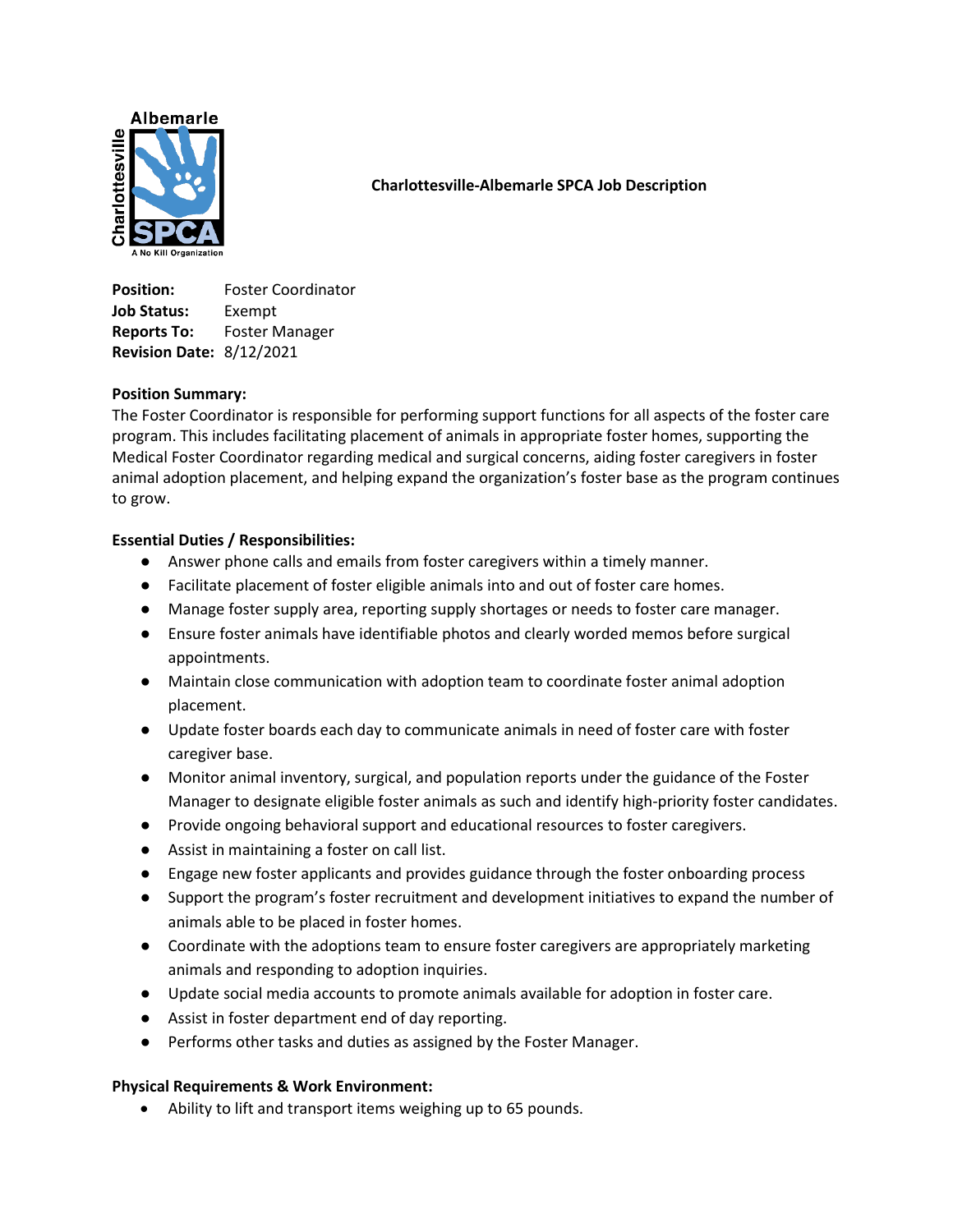**Charlottesville-Albemarle SPCA Job Description**

**Position:** Foster Coordinator
**Job Status:** Exempt
**Reports To:** Foster Manager
**Revision Date:** 8/12/2021

**Position Summary:**
The Foster Coordinator is responsible for performing support functions for all aspects of the foster care program. This includes facilitating placement of animals in appropriate foster homes, supporting the Medical Foster Coordinator regarding medical and surgical concerns, aiding foster caregivers in foster animal adoption placement, and helping expand the organization's foster base as the program continues to grow.

**Essential Duties / Responsibilities:**

- Answer phone calls and emails from foster caregivers within a timely manner.
- Facilitate placement of foster eligible animals into and out of foster care homes.
- Manage foster supply area, reporting supply shortages or needs to foster care manager.
- Ensure foster animals have identifiable photos and clearly worded memos before surgical appointments.
- Maintain close communication with adoption team to coordinate foster animal adoption placement.
- Update foster boards each day to communicate animals in need of foster care with foster caregiver base.
- Monitor animal inventory, surgical, and population reports under the guidance of the Foster Manager to designate eligible foster animals as such and identify high-priority foster candidates.
- Provide ongoing behavioral support and educational resources to foster caregivers.
- Assist in maintaining a foster on call list.
- Engage new foster applicants and provides guidance through the foster onboarding process
- Support the program's foster recruitment and development initiatives to expand the number of animals able to be placed in foster homes.
- Coordinate with the adoptions team to ensure foster caregivers are appropriately marketing animals and responding to adoption inquiries.
- Update social media accounts to promote animals available for adoption in foster care.
- Assist in foster department end of day reporting.
- Performs other tasks and duties as assigned by the Foster Manager.

**Physical Requirements & Work Environment:**

- Ability to lift and transport items weighing up to 65 pounds.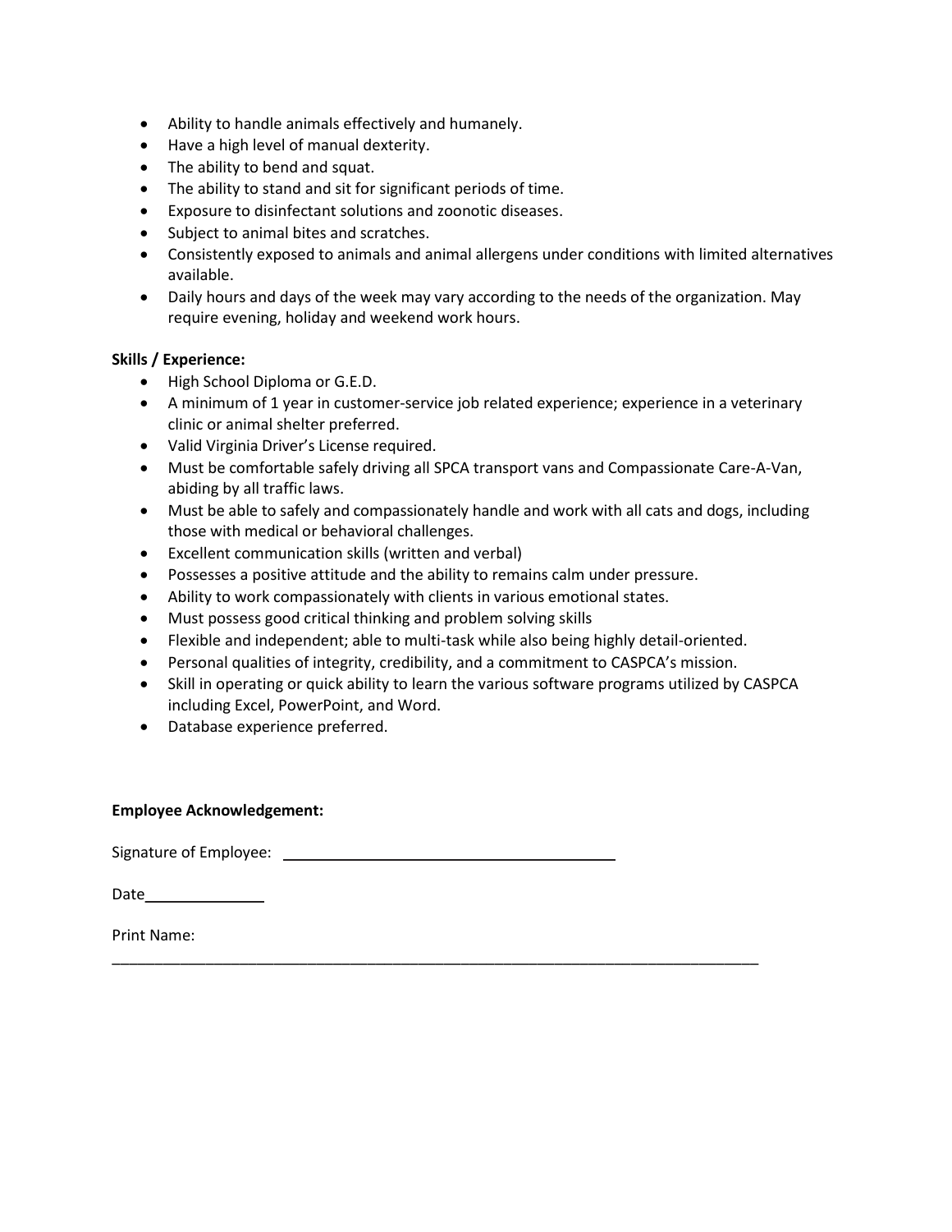- Ability to handle animals effectively and humanely.
- Have a high level of manual dexterity.
- The ability to bend and squat.
- The ability to stand and sit for significant periods of time.
- Exposure to disinfectant solutions and zoonotic diseases.
- Subject to animal bites and scratches.
- Consistently exposed to animals and animal allergens under conditions with limited alternatives available.
- Daily hours and days of the week may vary according to the needs of the organization. May require evening, holiday and weekend work hours.

**Skills / Experience:**

- High School Diploma or G.E.D.
- A minimum of 1 year in customer-service job related experience; experience in a veterinary clinic or animal shelter preferred.
- Valid Virginia Driver's License required.
- Must be comfortable safely driving all SPCA transport vans and Compassionate Care-A-Van, abiding by all traffic laws.
- Must be able to safely and compassionately handle and work with all cats and dogs, including those with medical or behavioral challenges.
- Excellent communication skills (written and verbal)
- Possesses a positive attitude and the ability to remains calm under pressure.
- Ability to work compassionately with clients in various emotional states.
- Must possess good critical thinking and problem solving skills
- Flexible and independent; able to multi-task while also being highly detail-oriented.
- Personal qualities of integrity, credibility, and a commitment to CASPCA's mission.
- Skill in operating or quick ability to learn the various software programs utilized by CASPCA including Excel, PowerPoint, and Word.
- Database experience preferred.

**Employee Acknowledgement:**

Signature of Employee: ________________________________________

Date______________

Print Name: ________________________________________________________________________________